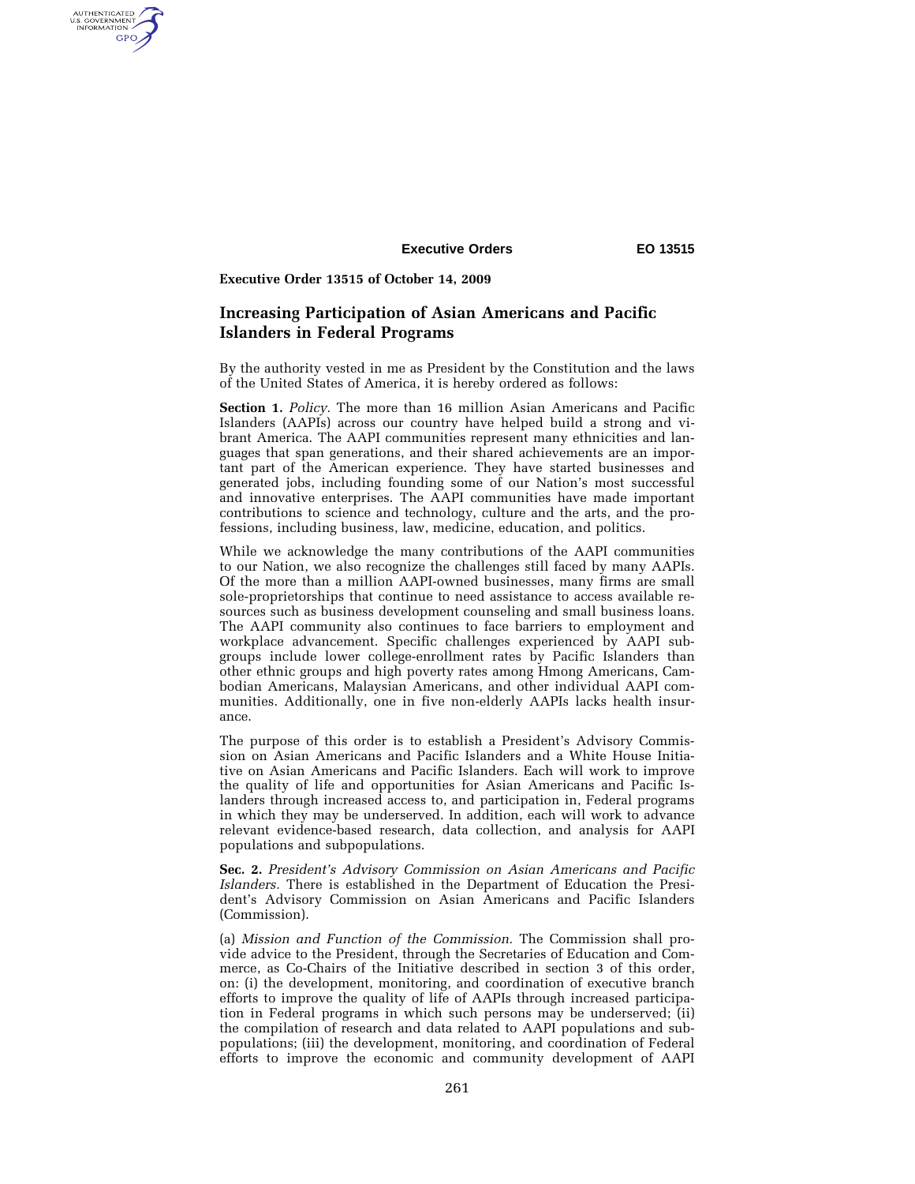**Executive Order 13515 of October 14, 2009**

# Increasing Participation of Asian Americans and Pacific Islanders in Federal Programs

By the authority vested in me as President by the Constitution and the laws of the United States of America, it is hereby ordered as follows:

**Section 1.** *Policy.* The more than 16 million Asian Americans and Pacific Islanders (AAPIs) across our country have helped build a strong and vibrant America. The AAPI communities represent many ethnicities and languages that span generations, and their shared achievements are an important part of the American experience. They have started businesses and generated jobs, including founding some of our Nation's most successful and innovative enterprises. The AAPI communities have made important contributions to science and technology, culture and the arts, and the professions, including business, law, medicine, education, and politics.

While we acknowledge the many contributions of the AAPI communities to our Nation, we also recognize the challenges still faced by many AAPIs. Of the more than a million AAPI-owned businesses, many firms are small sole-proprietorships that continue to need assistance to access available resources such as business development counseling and small business loans. The AAPI community also continues to face barriers to employment and workplace advancement. Specific challenges experienced by AAPI subgroups include lower college-enrollment rates by Pacific Islanders than other ethnic groups and high poverty rates among Hmong Americans, Cambodian Americans, Malaysian Americans, and other individual AAPI communities. Additionally, one in five non-elderly AAPIs lacks health insurance.

The purpose of this order is to establish a President's Advisory Commission on Asian Americans and Pacific Islanders and a White House Initiative on Asian Americans and Pacific Islanders. Each will work to improve the quality of life and opportunities for Asian Americans and Pacific Islanders through increased access to, and participation in, Federal programs in which they may be underserved. In addition, each will work to advance relevant evidence-based research, data collection, and analysis for AAPI populations and subpopulations.

**Sec. 2.** *President's Advisory Commission on Asian Americans and Pacific Islanders.* There is established in the Department of Education the President's Advisory Commission on Asian Americans and Pacific Islanders (Commission).

(a) *Mission and Function of the Commission.* The Commission shall provide advice to the President, through the Secretaries of Education and Commerce, as Co-Chairs of the Initiative described in section 3 of this order, on: (i) the development, monitoring, and coordination of executive branch efforts to improve the quality of life of AAPIs through increased participation in Federal programs in which such persons may be underserved; (ii) the compilation of research and data related to AAPI populations and subpopulations; (iii) the development, monitoring, and coordination of Federal efforts to improve the economic and community development of AAPI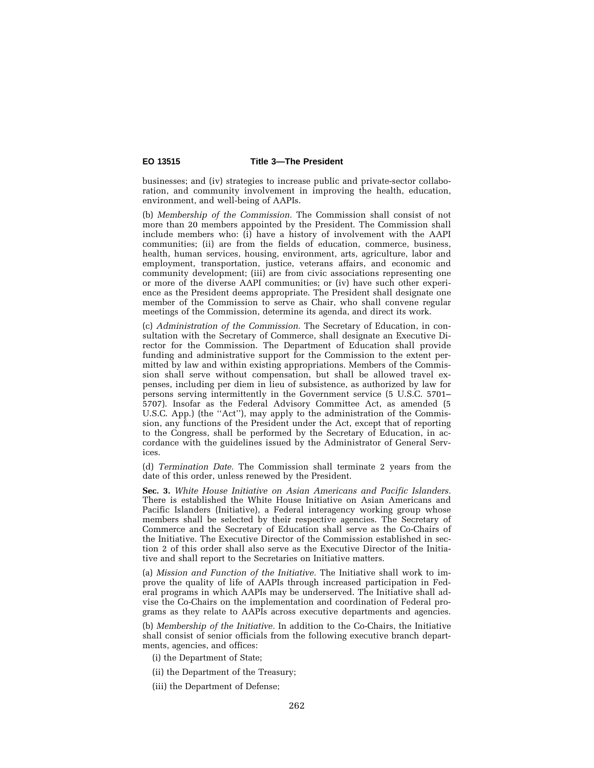businesses; and (iv) strategies to increase public and private-sector collaboration, and community involvement in improving the health, education, environment, and well-being of AAPIs.

(b) *Membership of the Commission.* The Commission shall consist of not more than 20 members appointed by the President. The Commission shall include members who: (i) have a history of involvement with the AAPI communities; (ii) are from the fields of education, commerce, business, health, human services, housing, environment, arts, agriculture, labor and employment, transportation, justice, veterans affairs, and economic and community development; (iii) are from civic associations representing one or more of the diverse AAPI communities; or (iv) have such other experience as the President deems appropriate. The President shall designate one member of the Commission to serve as Chair, who shall convene regular meetings of the Commission, determine its agenda, and direct its work.

(c) *Administration of the Commission.* The Secretary of Education, in consultation with the Secretary of Commerce, shall designate an Executive Director for the Commission. The Department of Education shall provide funding and administrative support for the Commission to the extent permitted by law and within existing appropriations. Members of the Commission shall serve without compensation, but shall be allowed travel expenses, including per diem in lieu of subsistence, as authorized by law for persons serving intermittently in the Government service (5 U.S.C. 5701–5707). Insofar as the Federal Advisory Committee Act, as amended (5 U.S.C. App.) (the ''Act''), may apply to the administration of the Commission, any functions of the President under the Act, except that of reporting to the Congress, shall be performed by the Secretary of Education, in accordance with the guidelines issued by the Administrator of General Services.

(d) *Termination Date.* The Commission shall terminate 2 years from the date of this order, unless renewed by the President.

**Sec. 3.** *White House Initiative on Asian Americans and Pacific Islanders.* There is established the White House Initiative on Asian Americans and Pacific Islanders (Initiative), a Federal interagency working group whose members shall be selected by their respective agencies. The Secretary of Commerce and the Secretary of Education shall serve as the Co-Chairs of the Initiative. The Executive Director of the Commission established in section 2 of this order shall also serve as the Executive Director of the Initiative and shall report to the Secretaries on Initiative matters.

(a) *Mission and Function of the Initiative.* The Initiative shall work to improve the quality of life of AAPIs through increased participation in Federal programs in which AAPIs may be underserved. The Initiative shall advise the Co-Chairs on the implementation and coordination of Federal programs as they relate to AAPIs across executive departments and agencies.

(b) *Membership of the Initiative.* In addition to the Co-Chairs, the Initiative shall consist of senior officials from the following executive branch departments, agencies, and offices:

(i) the Department of State;

(ii) the Department of the Treasury;

(iii) the Department of Defense;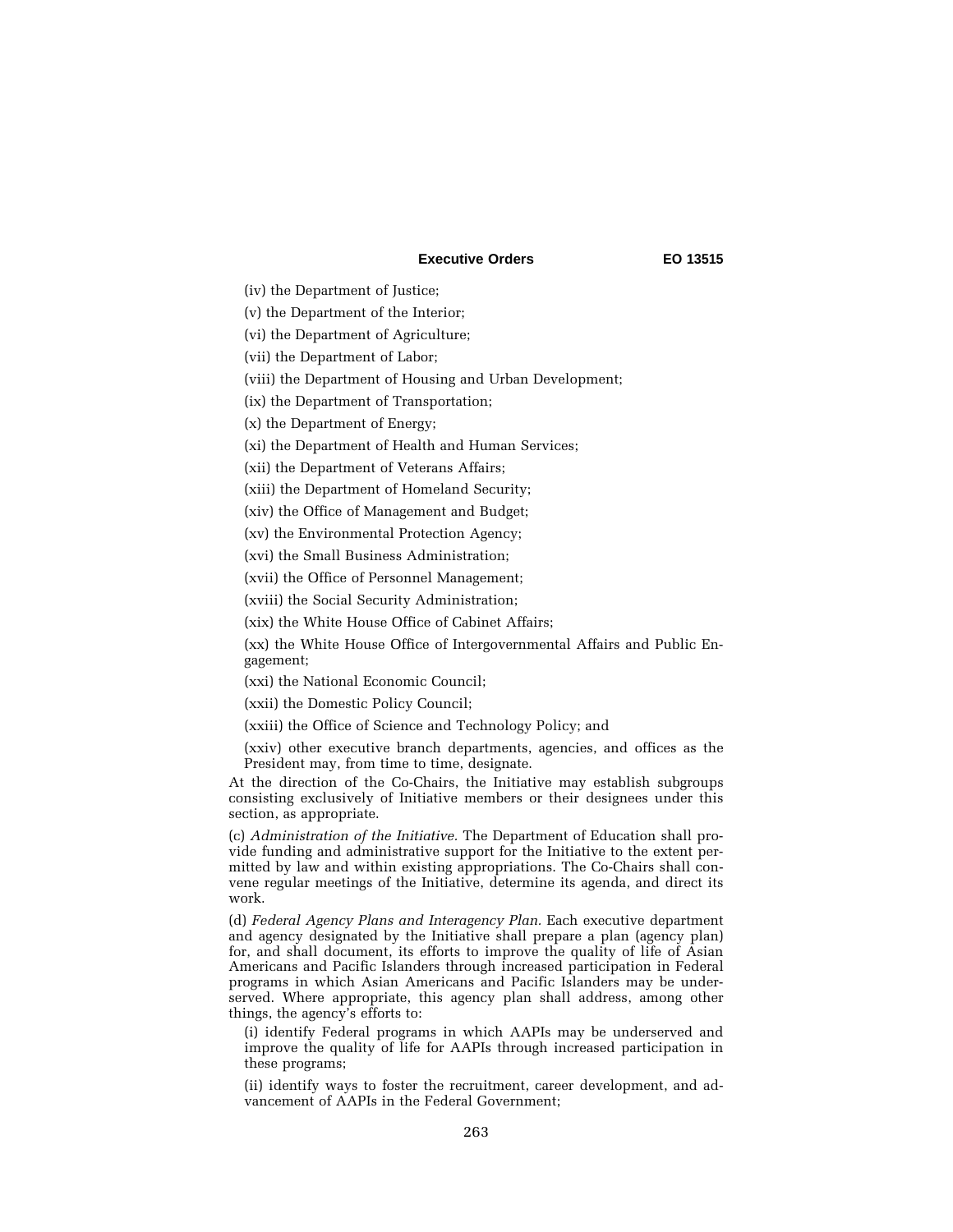(iv) the Department of Justice;

(v) the Department of the Interior;

(vi) the Department of Agriculture;

(vii) the Department of Labor;

(viii) the Department of Housing and Urban Development;

(ix) the Department of Transportation;

(x) the Department of Energy;

(xi) the Department of Health and Human Services;

(xii) the Department of Veterans Affairs;

(xiii) the Department of Homeland Security;

(xiv) the Office of Management and Budget;

(xv) the Environmental Protection Agency;

(xvi) the Small Business Administration;

(xvii) the Office of Personnel Management;

(xviii) the Social Security Administration;

(xix) the White House Office of Cabinet Affairs;

(xx) the White House Office of Intergovernmental Affairs and Public Engagement;

(xxi) the National Economic Council;

(xxii) the Domestic Policy Council;

(xxiii) the Office of Science and Technology Policy; and

(xxiv) other executive branch departments, agencies, and offices as the President may, from time to time, designate.

At the direction of the Co-Chairs, the Initiative may establish subgroups consisting exclusively of Initiative members or their designees under this section, as appropriate.

(c) *Administration of the Initiative.* The Department of Education shall provide funding and administrative support for the Initiative to the extent permitted by law and within existing appropriations. The Co-Chairs shall convene regular meetings of the Initiative, determine its agenda, and direct its work.

(d) *Federal Agency Plans and Interagency Plan.* Each executive department and agency designated by the Initiative shall prepare a plan (agency plan) for, and shall document, its efforts to improve the quality of life of Asian Americans and Pacific Islanders through increased participation in Federal programs in which Asian Americans and Pacific Islanders may be underserved. Where appropriate, this agency plan shall address, among other things, the agency's efforts to:

(i) identify Federal programs in which AAPIs may be underserved and improve the quality of life for AAPIs through increased participation in these programs;

(ii) identify ways to foster the recruitment, career development, and advancement of AAPIs in the Federal Government;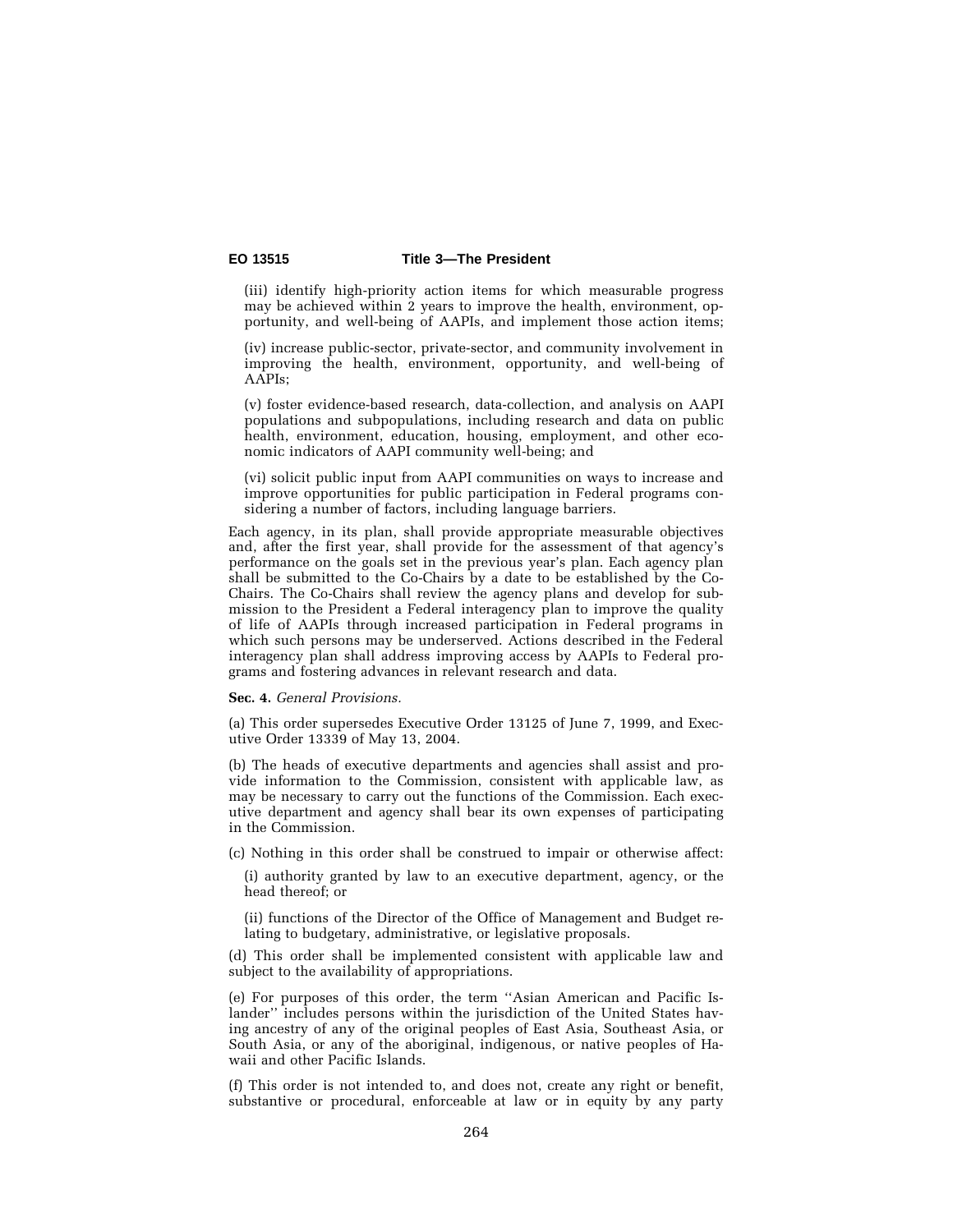(iii) identify high-priority action items for which measurable progress may be achieved within 2 years to improve the health, environment, opportunity, and well-being of AAPIs, and implement those action items;

(iv) increase public-sector, private-sector, and community involvement in improving the health, environment, opportunity, and well-being of AAPIs;

(v) foster evidence-based research, data-collection, and analysis on AAPI populations and subpopulations, including research and data on public health, environment, education, housing, employment, and other economic indicators of AAPI community well-being; and

(vi) solicit public input from AAPI communities on ways to increase and improve opportunities for public participation in Federal programs considering a number of factors, including language barriers.

Each agency, in its plan, shall provide appropriate measurable objectives and, after the first year, shall provide for the assessment of that agency's performance on the goals set in the previous year's plan. Each agency plan shall be submitted to the Co-Chairs by a date to be established by the Co-Chairs. The Co-Chairs shall review the agency plans and develop for submission to the President a Federal interagency plan to improve the quality of life of AAPIs through increased participation in Federal programs in which such persons may be underserved. Actions described in the Federal interagency plan shall address improving access by AAPIs to Federal programs and fostering advances in relevant research and data.

**Sec. 4.** *General Provisions.*

(a) This order supersedes Executive Order 13125 of June 7, 1999, and Executive Order 13339 of May 13, 2004.

(b) The heads of executive departments and agencies shall assist and provide information to the Commission, consistent with applicable law, as may be necessary to carry out the functions of the Commission. Each executive department and agency shall bear its own expenses of participating in the Commission.

(c) Nothing in this order shall be construed to impair or otherwise affect:

(i) authority granted by law to an executive department, agency, or the head thereof; or

(ii) functions of the Director of the Office of Management and Budget relating to budgetary, administrative, or legislative proposals.

(d) This order shall be implemented consistent with applicable law and subject to the availability of appropriations.

(e) For purposes of this order, the term ''Asian American and Pacific Islander'' includes persons within the jurisdiction of the United States having ancestry of any of the original peoples of East Asia, Southeast Asia, or South Asia, or any of the aboriginal, indigenous, or native peoples of Hawaii and other Pacific Islands.

(f) This order is not intended to, and does not, create any right or benefit, substantive or procedural, enforceable at law or in equity by any party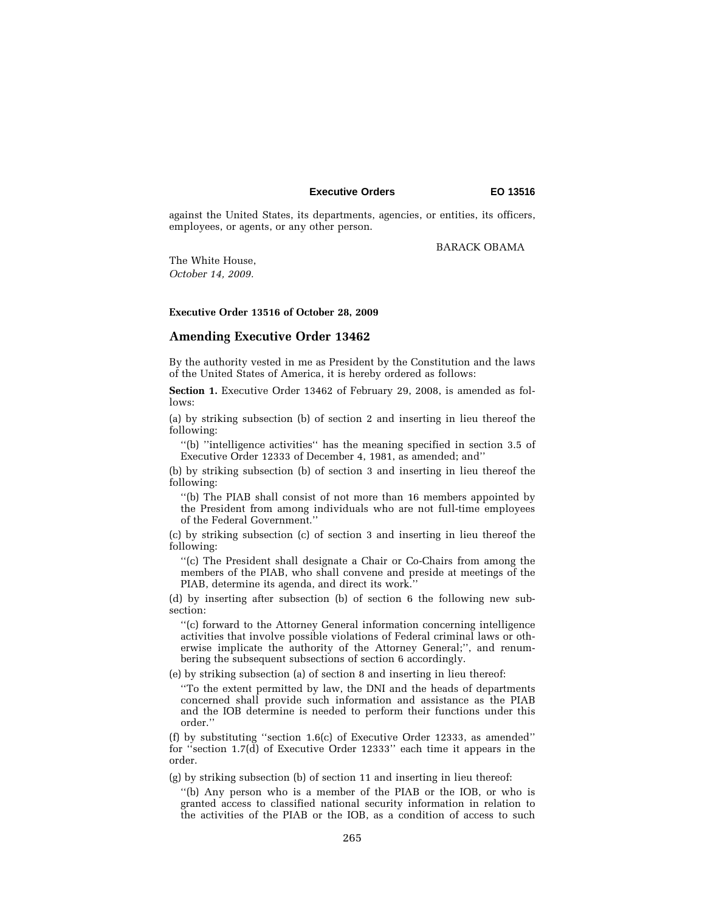against the United States, its departments, agencies, or entities, its officers, employees, or agents, or any other person.

BARACK OBAMA

The White House,
*October 14, 2009.*

**Executive Order 13516 of October 28, 2009**

## Amending Executive Order 13462

By the authority vested in me as President by the Constitution and the laws of the United States of America, it is hereby ordered as follows:

**Section 1.** Executive Order 13462 of February 29, 2008, is amended as follows:

(a) by striking subsection (b) of section 2 and inserting in lieu thereof the following:

''(b) ''intelligence activities'' has the meaning specified in section 3.5 of Executive Order 12333 of December 4, 1981, as amended; and''

(b) by striking subsection (b) of section 3 and inserting in lieu thereof the following:

''(b) The PIAB shall consist of not more than 16 members appointed by the President from among individuals who are not full-time employees of the Federal Government.''

(c) by striking subsection (c) of section 3 and inserting in lieu thereof the following:

''(c) The President shall designate a Chair or Co-Chairs from among the members of the PIAB, who shall convene and preside at meetings of the PIAB, determine its agenda, and direct its work.''

(d) by inserting after subsection (b) of section 6 the following new subsection:

''(c) forward to the Attorney General information concerning intelligence activities that involve possible violations of Federal criminal laws or otherwise implicate the authority of the Attorney General;'', and renumbering the subsequent subsections of section 6 accordingly.

(e) by striking subsection (a) of section 8 and inserting in lieu thereof:

''To the extent permitted by law, the DNI and the heads of departments concerned shall provide such information and assistance as the PIAB and the IOB determine is needed to perform their functions under this order.''

(f) by substituting ''section 1.6(c) of Executive Order 12333, as amended'' for ''section 1.7(d) of Executive Order 12333'' each time it appears in the order.

(g) by striking subsection (b) of section 11 and inserting in lieu thereof:

''(b) Any person who is a member of the PIAB or the IOB, or who is granted access to classified national security information in relation to the activities of the PIAB or the IOB, as a condition of access to such